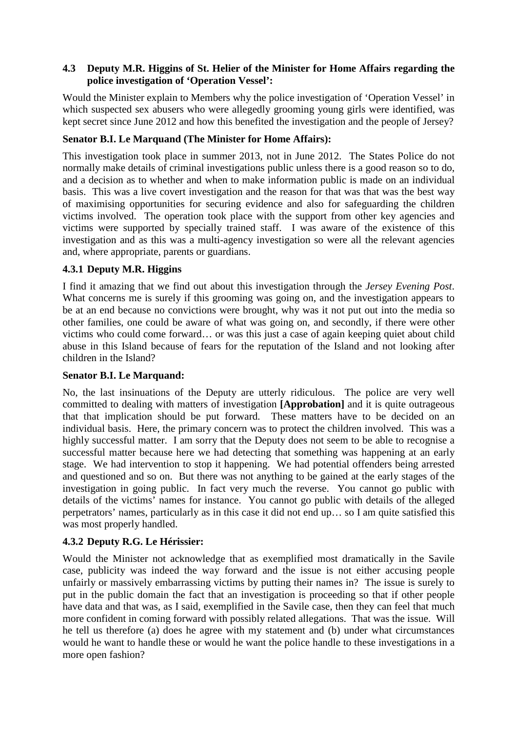### 4.3 Deputy M.R. Higgins of St. Helier of the Minister for Home Affairs regarding the police investigation of 'Operation Vessel':

Would the Minister explain to Members why the police investigation of 'Operation Vessel' in which suspected sex abusers who were allegedly grooming young girls were identified, was kept secret since June 2012 and how this benefited the investigation and the people of Jersey?

**Senator B.I. Le Marquand (The Minister for Home Affairs):**

This investigation took place in summer 2013, not in June 2012. The States Police do not normally make details of criminal investigations public unless there is a good reason so to do, and a decision as to whether and when to make information public is made on an individual basis. This was a live covert investigation and the reason for that was that was the best way of maximising opportunities for securing evidence and also for safeguarding the children victims involved. The operation took place with the support from other key agencies and victims were supported by specially trained staff. I was aware of the existence of this investigation and as this was a multi-agency investigation so were all the relevant agencies and, where appropriate, parents or guardians.

### 4.3.1 Deputy M.R. Higgins

I find it amazing that we find out about this investigation through the *Jersey Evening Post*. What concerns me is surely if this grooming was going on, and the investigation appears to be at an end because no convictions were brought, why was it not put out into the media so other families, one could be aware of what was going on, and secondly, if there were other victims who could come forward… or was this just a case of again keeping quiet about child abuse in this Island because of fears for the reputation of the Island and not looking after children in the Island?

**Senator B.I. Le Marquand:**

No, the last insinuations of the Deputy are utterly ridiculous. The police are very well committed to dealing with matters of investigation **[Approbation]** and it is quite outrageous that that implication should be put forward. These matters have to be decided on an individual basis. Here, the primary concern was to protect the children involved. This was a highly successful matter. I am sorry that the Deputy does not seem to be able to recognise a successful matter because here we had detecting that something was happening at an early stage. We had intervention to stop it happening. We had potential offenders being arrested and questioned and so on. But there was not anything to be gained at the early stages of the investigation in going public. In fact very much the reverse. You cannot go public with details of the victims' names for instance. You cannot go public with details of the alleged perpetrators' names, particularly as in this case it did not end up… so I am quite satisfied this was most properly handled.

### 4.3.2 Deputy R.G. Le Hérissier:

Would the Minister not acknowledge that as exemplified most dramatically in the Savile case, publicity was indeed the way forward and the issue is not either accusing people unfairly or massively embarrassing victims by putting their names in? The issue is surely to put in the public domain the fact that an investigation is proceeding so that if other people have data and that was, as I said, exemplified in the Savile case, then they can feel that much more confident in coming forward with possibly related allegations. That was the issue. Will he tell us therefore (a) does he agree with my statement and (b) under what circumstances would he want to handle these or would he want the police handle to these investigations in a more open fashion?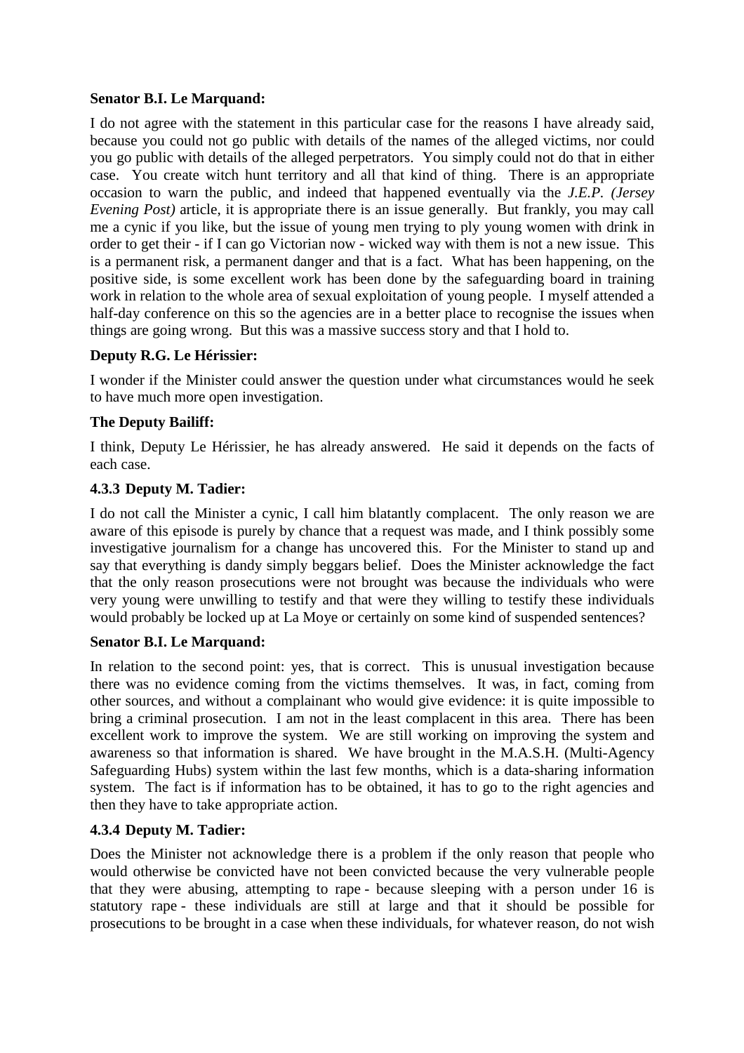**Senator B.I. Le Marquand:**

I do not agree with the statement in this particular case for the reasons I have already said, because you could not go public with details of the names of the alleged victims, nor could you go public with details of the alleged perpetrators. You simply could not do that in either case. You create witch hunt territory and all that kind of thing. There is an appropriate occasion to warn the public, and indeed that happened eventually via the *J.E.P. (Jersey Evening Post)* article, it is appropriate there is an issue generally. But frankly, you may call me a cynic if you like, but the issue of young men trying to ply young women with drink in order to get their - if I can go Victorian now - wicked way with them is not a new issue. This is a permanent risk, a permanent danger and that is a fact. What has been happening, on the positive side, is some excellent work has been done by the safeguarding board in training work in relation to the whole area of sexual exploitation of young people. I myself attended a half-day conference on this so the agencies are in a better place to recognise the issues when things are going wrong. But this was a massive success story and that I hold to.

**Deputy R.G. Le Hérissier:**

I wonder if the Minister could answer the question under what circumstances would he seek to have much more open investigation.

**The Deputy Bailiff:**

I think, Deputy Le Hérissier, he has already answered. He said it depends on the facts of each case.

**4.3.3 Deputy M. Tadier:**

I do not call the Minister a cynic, I call him blatantly complacent. The only reason we are aware of this episode is purely by chance that a request was made, and I think possibly some investigative journalism for a change has uncovered this. For the Minister to stand up and say that everything is dandy simply beggars belief. Does the Minister acknowledge the fact that the only reason prosecutions were not brought was because the individuals who were very young were unwilling to testify and that were they willing to testify these individuals would probably be locked up at La Moye or certainly on some kind of suspended sentences?

**Senator B.I. Le Marquand:**

In relation to the second point: yes, that is correct. This is unusual investigation because there was no evidence coming from the victims themselves. It was, in fact, coming from other sources, and without a complainant who would give evidence: it is quite impossible to bring a criminal prosecution. I am not in the least complacent in this area. There has been excellent work to improve the system. We are still working on improving the system and awareness so that information is shared. We have brought in the M.A.S.H. (Multi-Agency Safeguarding Hubs) system within the last few months, which is a data-sharing information system. The fact is if information has to be obtained, it has to go to the right agencies and then they have to take appropriate action.

**4.3.4 Deputy M. Tadier:**

Does the Minister not acknowledge there is a problem if the only reason that people who would otherwise be convicted have not been convicted because the very vulnerable people that they were abusing, attempting to rape - because sleeping with a person under 16 is statutory rape - these individuals are still at large and that it should be possible for prosecutions to be brought in a case when these individuals, for whatever reason, do not wish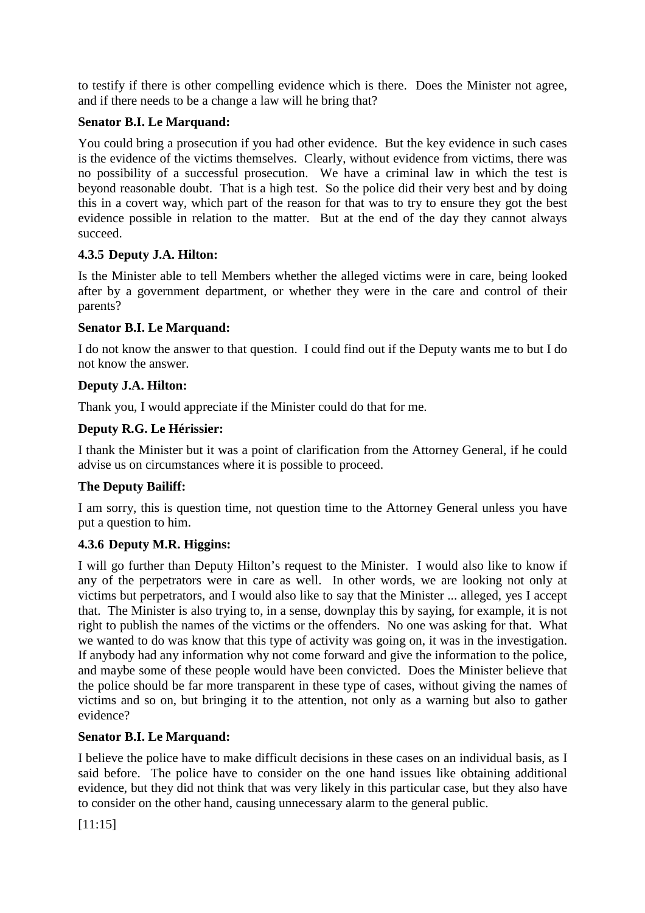to testify if there is other compelling evidence which is there. Does the Minister not agree, and if there needs to be a change a law will he bring that?

**Senator B.I. Le Marquand:**

You could bring a prosecution if you had other evidence. But the key evidence in such cases is the evidence of the victims themselves. Clearly, without evidence from victims, there was no possibility of a successful prosecution. We have a criminal law in which the test is beyond reasonable doubt. That is a high test. So the police did their very best and by doing this in a covert way, which part of the reason for that was to try to ensure they got the best evidence possible in relation to the matter. But at the end of the day they cannot always succeed.

**4.3.5 Deputy J.A. Hilton:**

Is the Minister able to tell Members whether the alleged victims were in care, being looked after by a government department, or whether they were in the care and control of their parents?

**Senator B.I. Le Marquand:**

I do not know the answer to that question. I could find out if the Deputy wants me to but I do not know the answer.

**Deputy J.A. Hilton:**

Thank you, I would appreciate if the Minister could do that for me.

**Deputy R.G. Le Hérissier:**

I thank the Minister but it was a point of clarification from the Attorney General, if he could advise us on circumstances where it is possible to proceed.

**The Deputy Bailiff:**

I am sorry, this is question time, not question time to the Attorney General unless you have put a question to him.

**4.3.6 Deputy M.R. Higgins:**

I will go further than Deputy Hilton's request to the Minister. I would also like to know if any of the perpetrators were in care as well. In other words, we are looking not only at victims but perpetrators, and I would also like to say that the Minister ... alleged, yes I accept that. The Minister is also trying to, in a sense, downplay this by saying, for example, it is not right to publish the names of the victims or the offenders. No one was asking for that. What we wanted to do was know that this type of activity was going on, it was in the investigation. If anybody had any information why not come forward and give the information to the police, and maybe some of these people would have been convicted. Does the Minister believe that the police should be far more transparent in these type of cases, without giving the names of victims and so on, but bringing it to the attention, not only as a warning but also to gather evidence?

**Senator B.I. Le Marquand:**

I believe the police have to make difficult decisions in these cases on an individual basis, as I said before. The police have to consider on the one hand issues like obtaining additional evidence, but they did not think that was very likely in this particular case, but they also have to consider on the other hand, causing unnecessary alarm to the general public.

[11:15]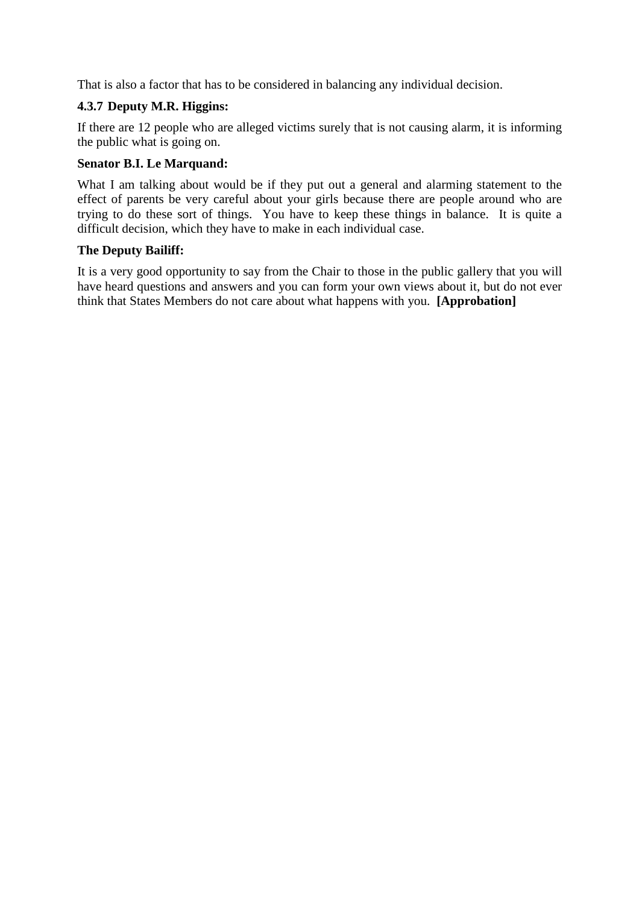That is also a factor that has to be considered in balancing any individual decision.

**4.3.7 Deputy M.R. Higgins:**

If there are 12 people who are alleged victims surely that is not causing alarm, it is informing the public what is going on.

**Senator B.I. Le Marquand:**

What I am talking about would be if they put out a general and alarming statement to the effect of parents be very careful about your girls because there are people around who are trying to do these sort of things. You have to keep these things in balance. It is quite a difficult decision, which they have to make in each individual case.

**The Deputy Bailiff:**

It is a very good opportunity to say from the Chair to those in the public gallery that you will have heard questions and answers and you can form your own views about it, but do not ever think that States Members do not care about what happens with you. **[Approbation]**